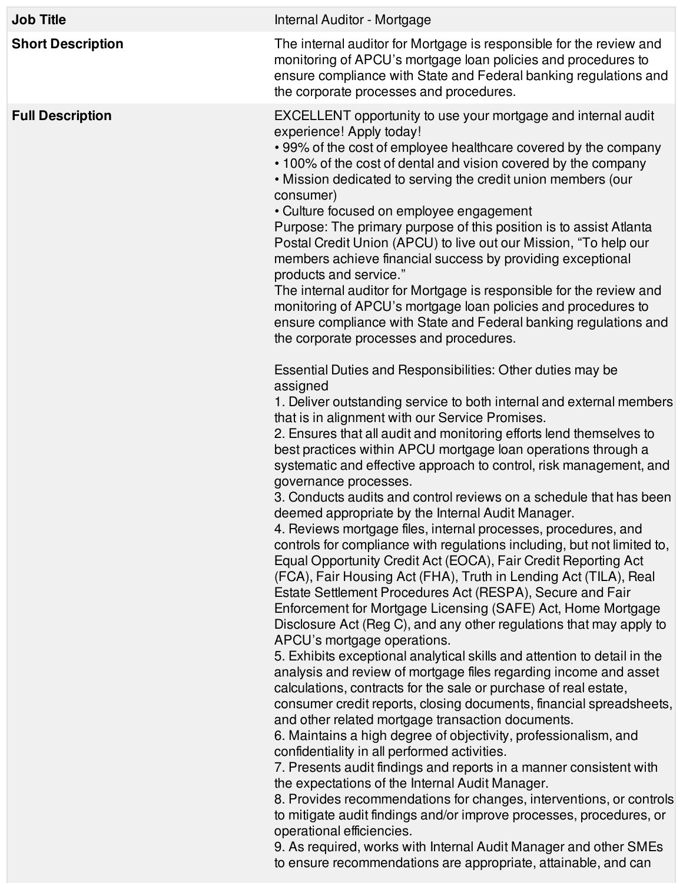| Job Title | Internal Auditor - Mortgage |
|---|---|
| **Short Description** | The internal auditor for Mortgage is responsible for the review and monitoring of APCU's mortgage loan policies and procedures to ensure compliance with State and Federal banking regulations and the corporate processes and procedures. |
| **Full Description** | EXCELLENT opportunity to use your mortgage and internal audit experience! Apply today!<br>• 99% of the cost of employee healthcare covered by the company<br>• 100% of the cost of dental and vision covered by the company<br>• Mission dedicated to serving the credit union members (our consumer)<br>• Culture focused on employee engagement<br>Purpose: The primary purpose of this position is to assist Atlanta Postal Credit Union (APCU) to live out our Mission, "To help our members achieve financial success by providing exceptional products and service."<br>The internal auditor for Mortgage is responsible for the review and monitoring of APCU's mortgage loan policies and procedures to ensure compliance with State and Federal banking regulations and the corporate processes and procedures.<br><br>Essential Duties and Responsibilities: Other duties may be assigned<br>1. Deliver outstanding service to both internal and external members that is in alignment with our Service Promises.<br>2. Ensures that all audit and monitoring efforts lend themselves to best practices within APCU mortgage loan operations through a systematic and effective approach to control, risk management, and governance processes.<br>3. Conducts audits and control reviews on a schedule that has been deemed appropriate by the Internal Audit Manager.<br>4. Reviews mortgage files, internal processes, procedures, and controls for compliance with regulations including, but not limited to, Equal Opportunity Credit Act (EOCA), Fair Credit Reporting Act (FCA), Fair Housing Act (FHA), Truth in Lending Act (TILA), Real Estate Settlement Procedures Act (RESPA), Secure and Fair Enforcement for Mortgage Licensing (SAFE) Act, Home Mortgage Disclosure Act (Reg C), and any other regulations that may apply to APCU's mortgage operations.<br>5. Exhibits exceptional analytical skills and attention to detail in the analysis and review of mortgage files regarding income and asset calculations, contracts for the sale or purchase of real estate, consumer credit reports, closing documents, financial spreadsheets, and other related mortgage transaction documents.<br>6. Maintains a high degree of objectivity, professionalism, and confidentiality in all performed activities.<br>7. Presents audit findings and reports in a manner consistent with the expectations of the Internal Audit Manager.<br>8. Provides recommendations for changes, interventions, or controls to mitigate audit findings and/or improve processes, procedures, or operational efficiencies.<br>9. As required, works with Internal Audit Manager and other SMEs to ensure recommendations are appropriate, attainable, and can |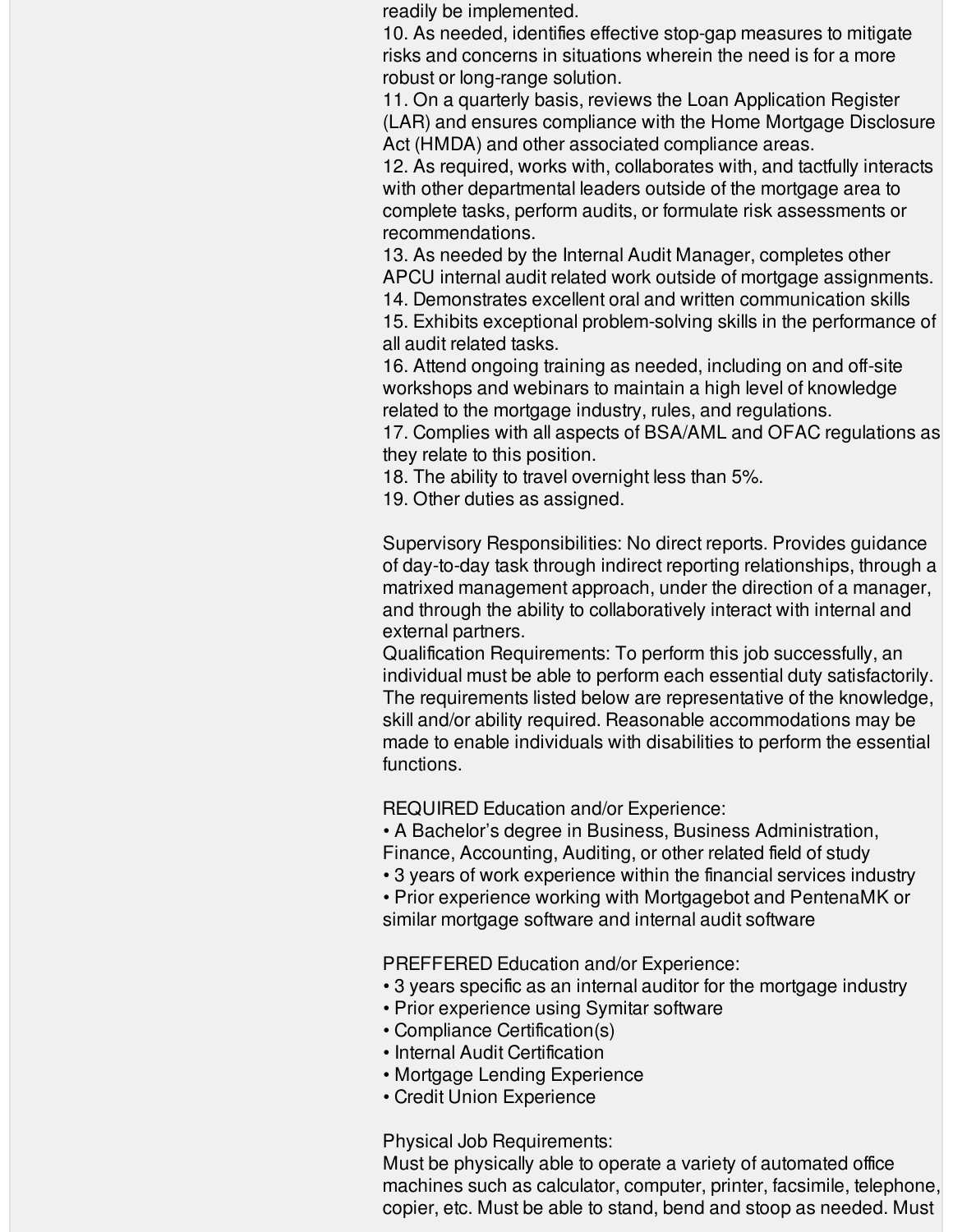readily be implemented.

10. As needed, identifies effective stop-gap measures to mitigate risks and concerns in situations wherein the need is for a more robust or long-range solution.
11. On a quarterly basis, reviews the Loan Application Register (LAR) and ensures compliance with the Home Mortgage Disclosure Act (HMDA) and other associated compliance areas.
12. As required, works with, collaborates with, and tactfully interacts with other departmental leaders outside of the mortgage area to complete tasks, perform audits, or formulate risk assessments or recommendations.
13. As needed by the Internal Audit Manager, completes other APCU internal audit related work outside of mortgage assignments.
14. Demonstrates excellent oral and written communication skills
15. Exhibits exceptional problem-solving skills in the performance of all audit related tasks.
16. Attend ongoing training as needed, including on and off-site workshops and webinars to maintain a high level of knowledge related to the mortgage industry, rules, and regulations.
17. Complies with all aspects of BSA/AML and OFAC regulations as they relate to this position.
18. The ability to travel overnight less than 5%.
19. Other duties as assigned.

Supervisory Responsibilities: No direct reports. Provides guidance of day-to-day task through indirect reporting relationships, through a matrixed management approach, under the direction of a manager, and through the ability to collaboratively interact with internal and external partners.

Qualification Requirements: To perform this job successfully, an individual must be able to perform each essential duty satisfactorily. The requirements listed below are representative of the knowledge, skill and/or ability required. Reasonable accommodations may be made to enable individuals with disabilities to perform the essential functions.

REQUIRED Education and/or Experience:

- A Bachelor's degree in Business, Business Administration, Finance, Accounting, Auditing, or other related field of study
- 3 years of work experience within the financial services industry
- Prior experience working with Mortgagebot and PentenaMK or similar mortgage software and internal audit software

PREFFERED Education and/or Experience:

- 3 years specific as an internal auditor for the mortgage industry
- Prior experience using Symitar software
- Compliance Certification(s)
- Internal Audit Certification
- Mortgage Lending Experience
- Credit Union Experience

Physical Job Requirements:

Must be physically able to operate a variety of automated office machines such as calculator, computer, printer, facsimile, telephone, copier, etc. Must be able to stand, bend and stoop as needed. Must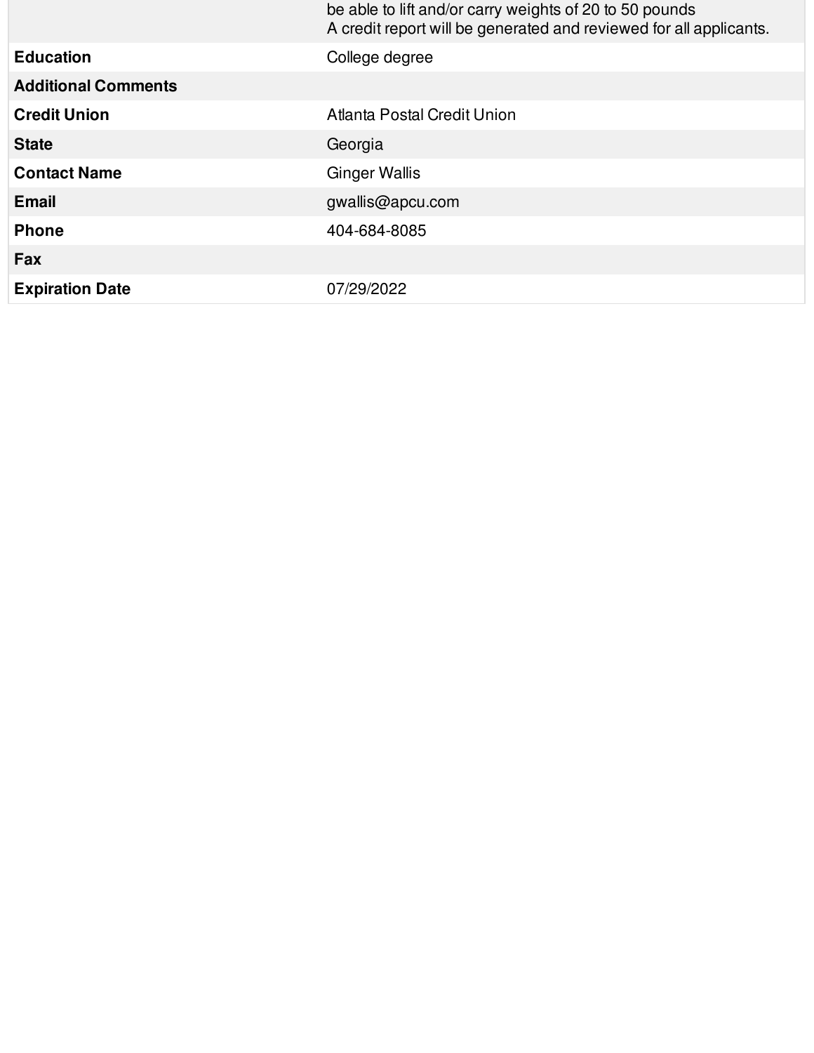| | |
|---|---|
| | be able to lift and/or carry weights of 20 to 50 pounds<br>A credit report will be generated and reviewed for all applicants. |
| **Education** | College degree |
| **Additional Comments** | |
| **Credit Union** | Atlanta Postal Credit Union |
| **State** | Georgia |
| **Contact Name** | Ginger Wallis |
| **Email** | gwallis@apcu.com |
| **Phone** | 404-684-8085 |
| **Fax** | |
| **Expiration Date** | 07/29/2022 |